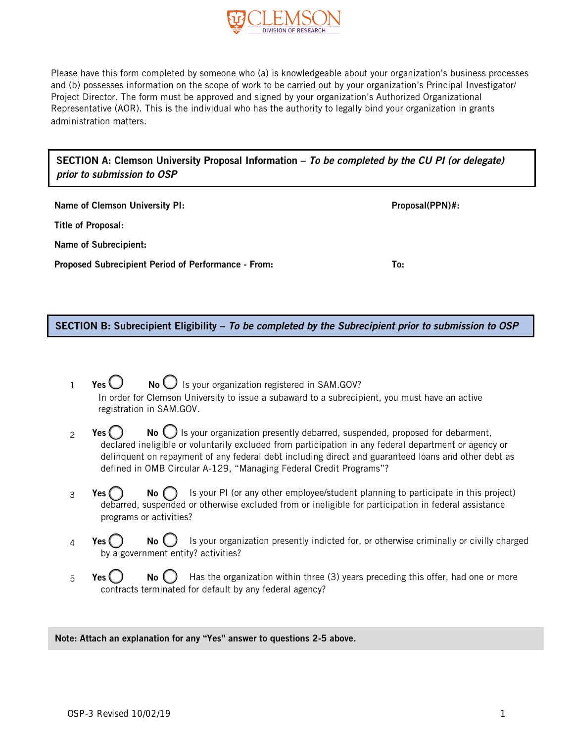CLEMSON
DIVISION OF RESEARCH

Please have this form completed by someone who (a) is knowledgeable about your organization's business processes and (b) possesses information on the scope of work to be carried out by your organization's Principal Investigator/ Project Director. The form must be approved and signed by your organization's Authorized Organizational Representative (AOR). This is the individual who has the authority to legally bind your organization in grants administration matters.

## SECTION A: Clemson University Proposal Information – *To be completed by the CU PI (or delegate) prior to submission to OSP*

**Name of Clemson University PI:** **Proposal(PPN)#:**

**Title of Proposal:**

**Name of Subrecipient:**

**Proposed Subrecipient Period of Performance - From:** **To:**

## SECTION B: Subrecipient Eligibility – *To be completed by the Subrecipient prior to submission to OSP*

1. **Yes** ◯ **No** ◯ Is your organization registered in SAM.GOV?
   In order for Clemson University to issue a subaward to a subrecipient, you must have an active registration in SAM.GOV.

2. **Yes** ◯ **No** ◯ Is your organization presently debarred, suspended, proposed for debarment, declared ineligible or voluntarily excluded from participation in any federal department or agency or delinquent on repayment of any federal debt including direct and guaranteed loans and other debt as defined in OMB Circular A-129, "Managing Federal Credit Programs"?

3. **Yes** ◯ **No** ◯ Is your PI (or any other employee/student planning to participate in this project) debarred, suspended or otherwise excluded from or ineligible for participation in federal assistance programs or activities?

4. **Yes** ◯ **No** ◯ Is your organization presently indicted for, or otherwise criminally or civilly charged by a government entity? activities?

5. **Yes** ◯ **No** ◯ Has the organization within three (3) years preceding this offer, had one or more contracts terminated for default by any federal agency?

**Note: Attach an explanation for any "Yes" answer to questions 2-5 above.**

OSP-3 Revised 10/02/19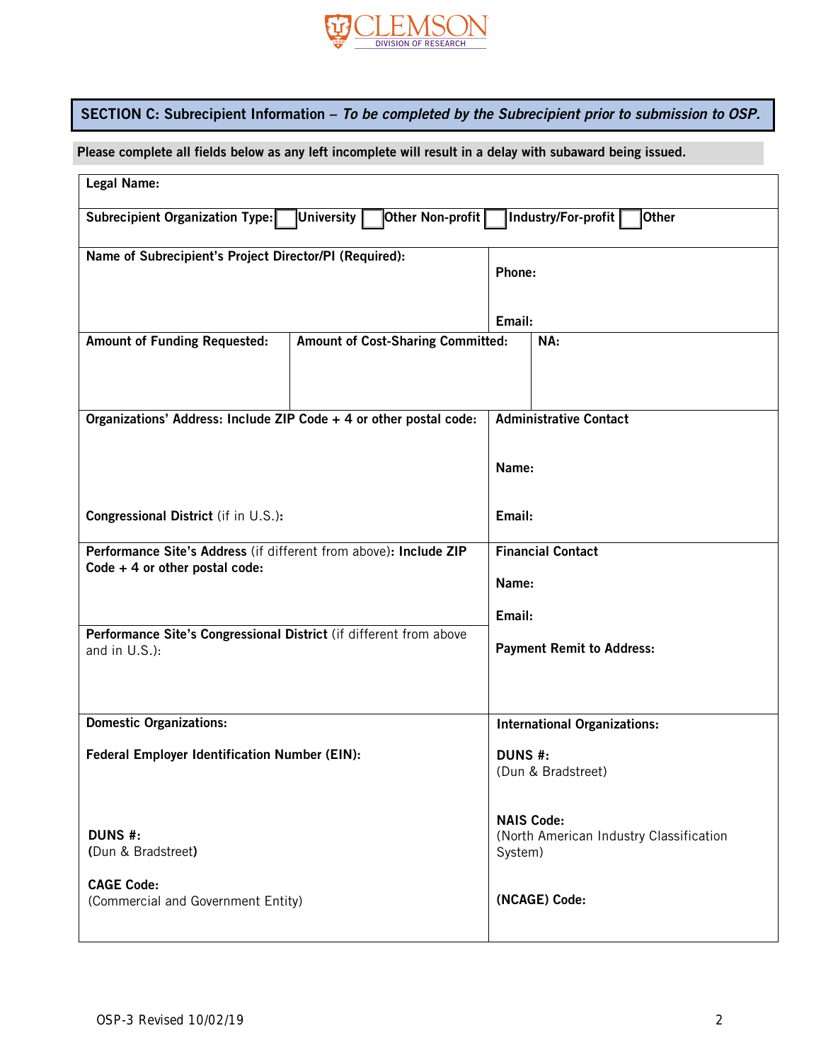CLEMSON
DIVISION OF RESEARCH

## SECTION C: Subrecipient Information – *To be completed by the Subrecipient prior to submission to OSP.*

**Please complete all fields below as any left incomplete will result in a delay with subaward being issued.**

| | | |
|---|---|---|
| **Legal Name:** | | |
| **Subrecipient Organization Type:** ☐ **University** ☐ **Other Non-profit** ☐ **Industry/For-profit** ☐ **Other** | | |
| **Name of Subrecipient's Project Director/PI (Required):** | | **Phone:**<br><br>**Email:** |
| **Amount of Funding Requested:** | **Amount of Cost-Sharing Committed:** | **NA:** |
| **Organizations' Address: Include ZIP Code + 4 or other postal code:**<br><br>**Congressional District** (if in U.S.)**:** | | **Administrative Contact**<br><br>**Name:**<br><br>**Email:** |
| **Performance Site's Address** (if different from above)**: Include ZIP Code + 4 or other postal code:**<br><br>**Performance Site's Congressional District** (if different from above and in U.S.): | | **Financial Contact**<br><br>**Name:**<br><br>**Email:**<br><br>**Payment Remit to Address:** |
| **Domestic Organizations:**<br><br>**Federal Employer Identification Number (EIN):**<br><br>**DUNS #:**<br>**(**Dun & Bradstreet**)**<br><br>**CAGE Code:**<br>(Commercial and Government Entity) | | **International Organizations:**<br><br>**DUNS #:**<br>(Dun & Bradstreet)<br><br>**NAIS Code:**<br>(North American Industry Classification System)<br><br>**(NCAGE) Code:** |

OSP-3 Revised 10/02/19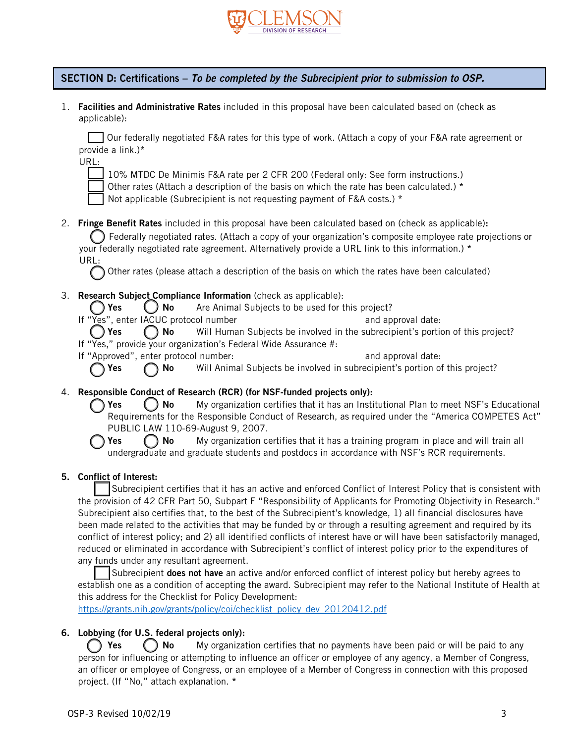## SECTION D: Certifications – *To be completed by the Subrecipient prior to submission to OSP.*

1. **Facilities and Administrative Rates** included in this proposal have been calculated based on (check as applicable):

   ☐ Our federally negotiated F&A rates for this type of work. (Attach a copy of your F&A rate agreement or provide a link.)*
   URL:
   ☐ 10% MTDC De Minimis F&A rate per 2 CFR 200 (Federal only: See form instructions.)
   ☐ Other rates (Attach a description of the basis on which the rate has been calculated.) *
   ☐ Not applicable (Subrecipient is not requesting payment of F&A costs.) *

2. **Fringe Benefit Rates** included in this proposal have been calculated based on (check as applicable)**:**

   ◯ Federally negotiated rates. (Attach a copy of your organization's composite employee rate projections or your federally negotiated rate agreement. Alternatively provide a URL link to this information.) *
   URL:
   ◯ Other rates (please attach a description of the basis on which the rates have been calculated)

3. **Research Subject Compliance Information** (check as applicable):

   ◯ **Yes** ◯ **No** Are Animal Subjects to be used for this project?
   If "Yes", enter IACUC protocol number and approval date:
   ◯ **Yes** ◯ **No** Will Human Subjects be involved in the subrecipient's portion of this project?
   If "Yes," provide your organization's Federal Wide Assurance #:
   If "Approved", enter protocol number: and approval date:
   ◯ **Yes** ◯ **No** Will Animal Subjects be involved in subrecipient's portion of this project?

4. **Responsible Conduct of Research (RCR) (for NSF-funded projects only):**

   ◯ **Yes** ◯ **No** My organization certifies that it has an Institutional Plan to meet NSF's Educational Requirements for the Responsible Conduct of Research, as required under the "America COMPETES Act" PUBLIC LAW 110-69-August 9, 2007.
   ◯ **Yes** ◯ **No** My organization certifies that it has a training program in place and will train all undergraduate and graduate students and postdocs in accordance with NSF's RCR requirements.

5. **Conflict of Interest:**

   ☐ Subrecipient certifies that it has an active and enforced Conflict of Interest Policy that is consistent with the provision of 42 CFR Part 50, Subpart F "Responsibility of Applicants for Promoting Objectivity in Research." Subrecipient also certifies that, to the best of the Subrecipient's knowledge, 1) all financial disclosures have been made related to the activities that may be funded by or through a resulting agreement and required by its conflict of interest policy; and 2) all identified conflicts of interest have or will have been satisfactorily managed, reduced or eliminated in accordance with Subrecipient's conflict of interest policy prior to the expenditures of any funds under any resultant agreement.
   ☐ Subrecipient **does not have** an active and/or enforced conflict of interest policy but hereby agrees to establish one as a condition of accepting the award. Subrecipient may refer to the National Institute of Health at this address for the Checklist for Policy Development:
   https://grants.nih.gov/grants/policy/coi/checklist_policy_dev_20120412.pdf

6. **Lobbying (for U.S. federal projects only):**

   ◯ **Yes** ◯ **No** My organization certifies that no payments have been paid or will be paid to any person for influencing or attempting to influence an officer or employee of any agency, a Member of Congress, an officer or employee of Congress, or an employee of a Member of Congress in connection with this proposed project. (If "No," attach explanation. *

OSP-3 Revised 10/02/19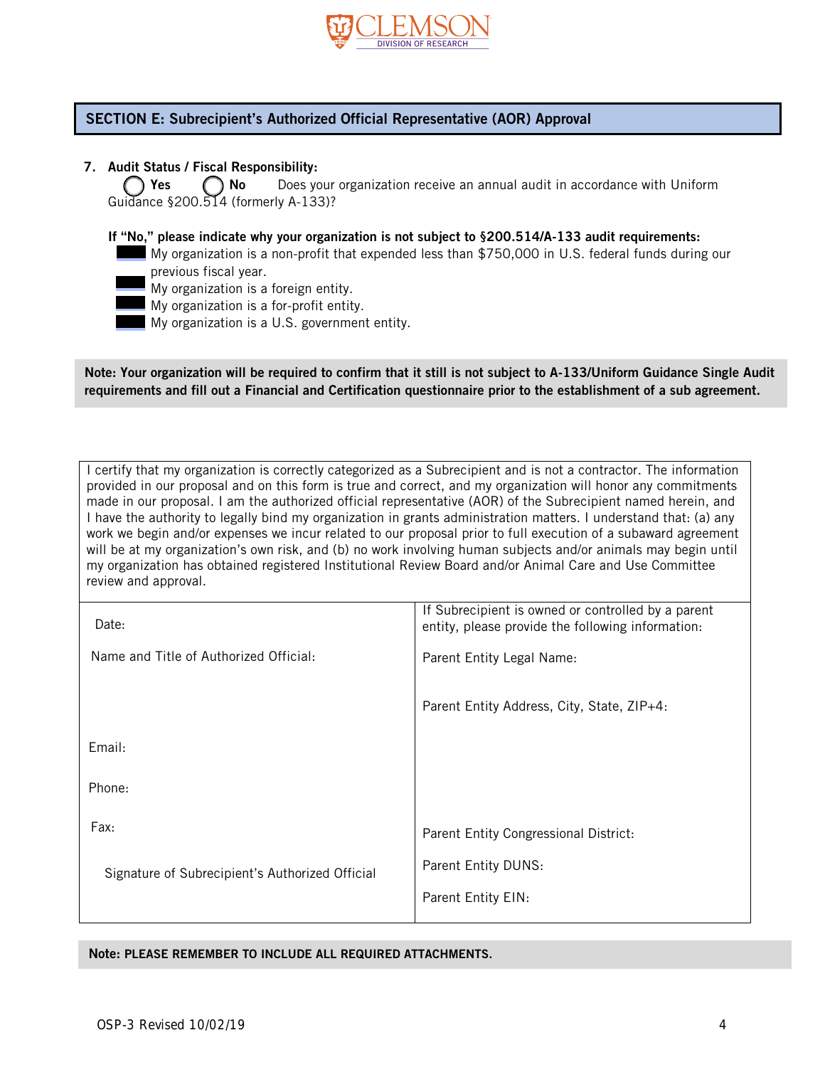## SECTION E: Subrecipient's Authorized Official Representative (AOR) Approval

7. **Audit Status / Fiscal Responsibility:**

   ◯ **Yes** ◯ **No** Does your organization receive an annual audit in accordance with Uniform Guidance §200.514 (formerly A-133)?

   **If "No," please indicate why your organization is not subject to §200.514/A-133 audit requirements:**

   - ☐ My organization is a non-profit that expended less than $750,000 in U.S. federal funds during our previous fiscal year.
   - ☐ My organization is a foreign entity.
   - ☐ My organization is a for-profit entity.
   - ☐ My organization is a U.S. government entity.

**Note: Your organization will be required to confirm that it still is not subject to A-133/Uniform Guidance Single Audit requirements and fill out a Financial and Certification questionnaire prior to the establishment of a sub agreement.**

I certify that my organization is correctly categorized as a Subrecipient and is not a contractor. The information provided in our proposal and on this form is true and correct, and my organization will honor any commitments made in our proposal. I am the authorized official representative (AOR) of the Subrecipient named herein, and I have the authority to legally bind my organization in grants administration matters. I understand that: (a) any work we begin and/or expenses we incur related to our proposal prior to full execution of a subaward agreement will be at my organization's own risk, and (b) no work involving human subjects and/or animals may begin until my organization has obtained registered Institutional Review Board and/or Animal Care and Use Committee review and approval.

| | |
|---|---|
| Date: | If Subrecipient is owned or controlled by a parent entity, please provide the following information: |
| Name and Title of Authorized Official: | Parent Entity Legal Name: |
| | Parent Entity Address, City, State, ZIP+4: |
| Email: | |
| Phone: | |
| Fax: | Parent Entity Congressional District: |
| Signature of Subrecipient's Authorized Official | Parent Entity DUNS: |
| | Parent Entity EIN: |

**Note: PLEASE REMEMBER TO INCLUDE ALL REQUIRED ATTACHMENTS.**

OSP-3 Revised 10/02/19